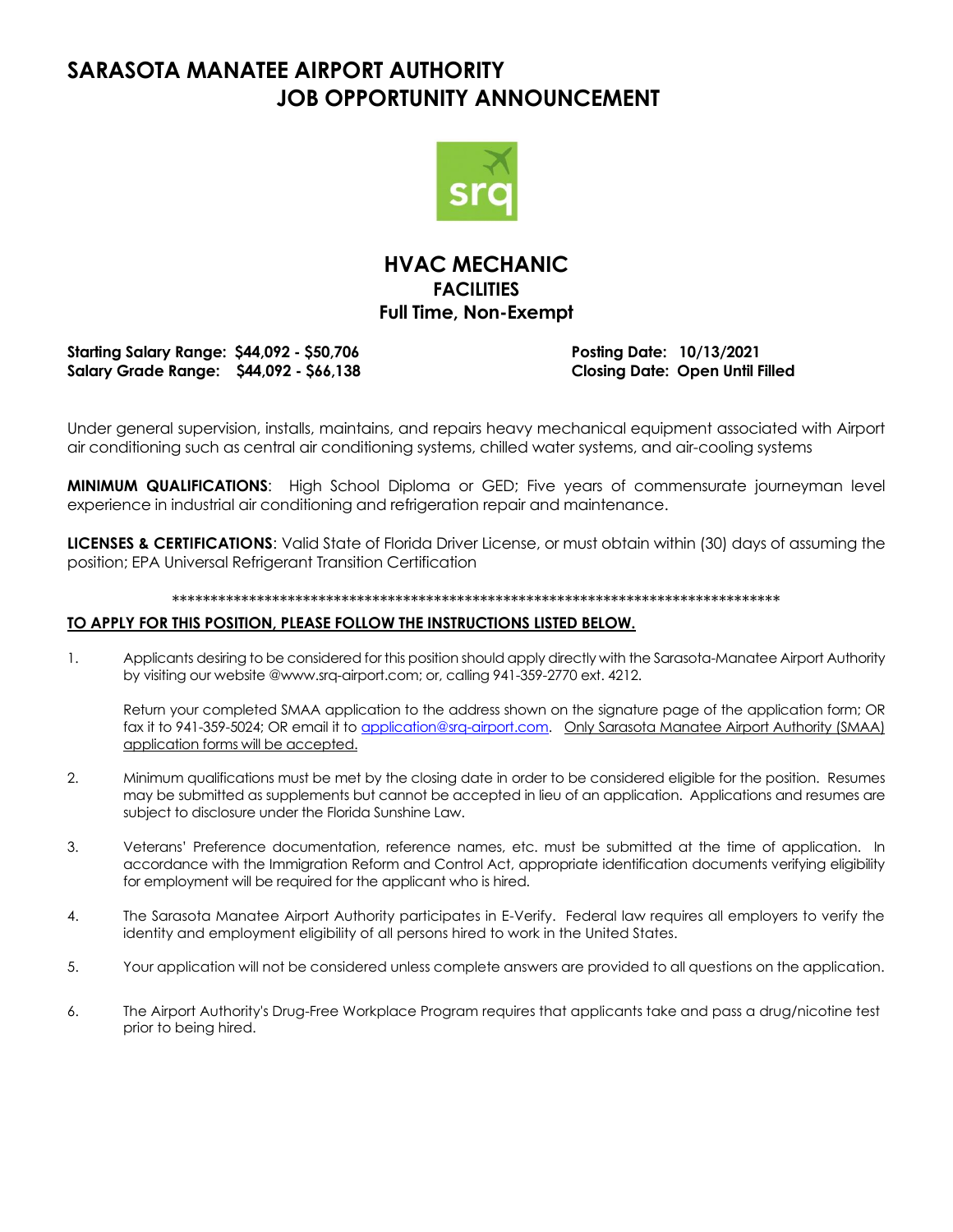# SARASOTA MANATEE AIRPORT AUTHORITY
# JOB OPPORTUNITY ANNOUNCEMENT

## HVAC MECHANIC
### FACILITIES
### Full Time, Non-Exempt

**Starting Salary Range: $44,092 - $50,706**
**Salary Grade Range: $44,092 - $66,138**

**Posting Date: 10/13/2021**
**Closing Date: Open Until Filled**

Under general supervision, installs, maintains, and repairs heavy mechanical equipment associated with Airport air conditioning such as central air conditioning systems, chilled water systems, and air-cooling systems

**MINIMUM QUALIFICATIONS**: High School Diploma or GED; Five years of commensurate journeyman level experience in industrial air conditioning and refrigeration repair and maintenance.

**LICENSES & CERTIFICATIONS**: Valid State of Florida Driver License, or must obtain within (30) days of assuming the position; EPA Universal Refrigerant Transition Certification

********************************************************************************

**TO APPLY FOR THIS POSITION, PLEASE FOLLOW THE INSTRUCTIONS LISTED BELOW.**

1. Applicants desiring to be considered for this position should apply directly with the Sarasota-Manatee Airport Authority by visiting our website @www.srq-airport.com; or, calling 941-359-2770 ext. 4212.

   Return your completed SMAA application to the address shown on the signature page of the application form; OR fax it to 941-359-5024; OR email it to application@srq-airport.com. Only Sarasota Manatee Airport Authority (SMAA) application forms will be accepted.

2. Minimum qualifications must be met by the closing date in order to be considered eligible for the position. Resumes may be submitted as supplements but cannot be accepted in lieu of an application. Applications and resumes are subject to disclosure under the Florida Sunshine Law.

3. Veterans' Preference documentation, reference names, etc. must be submitted at the time of application. In accordance with the Immigration Reform and Control Act, appropriate identification documents verifying eligibility for employment will be required for the applicant who is hired.

4. The Sarasota Manatee Airport Authority participates in E-Verify. Federal law requires all employers to verify the identity and employment eligibility of all persons hired to work in the United States.

5. Your application will not be considered unless complete answers are provided to all questions on the application.

6. The Airport Authority's Drug-Free Workplace Program requires that applicants take and pass a drug/nicotine test prior to being hired.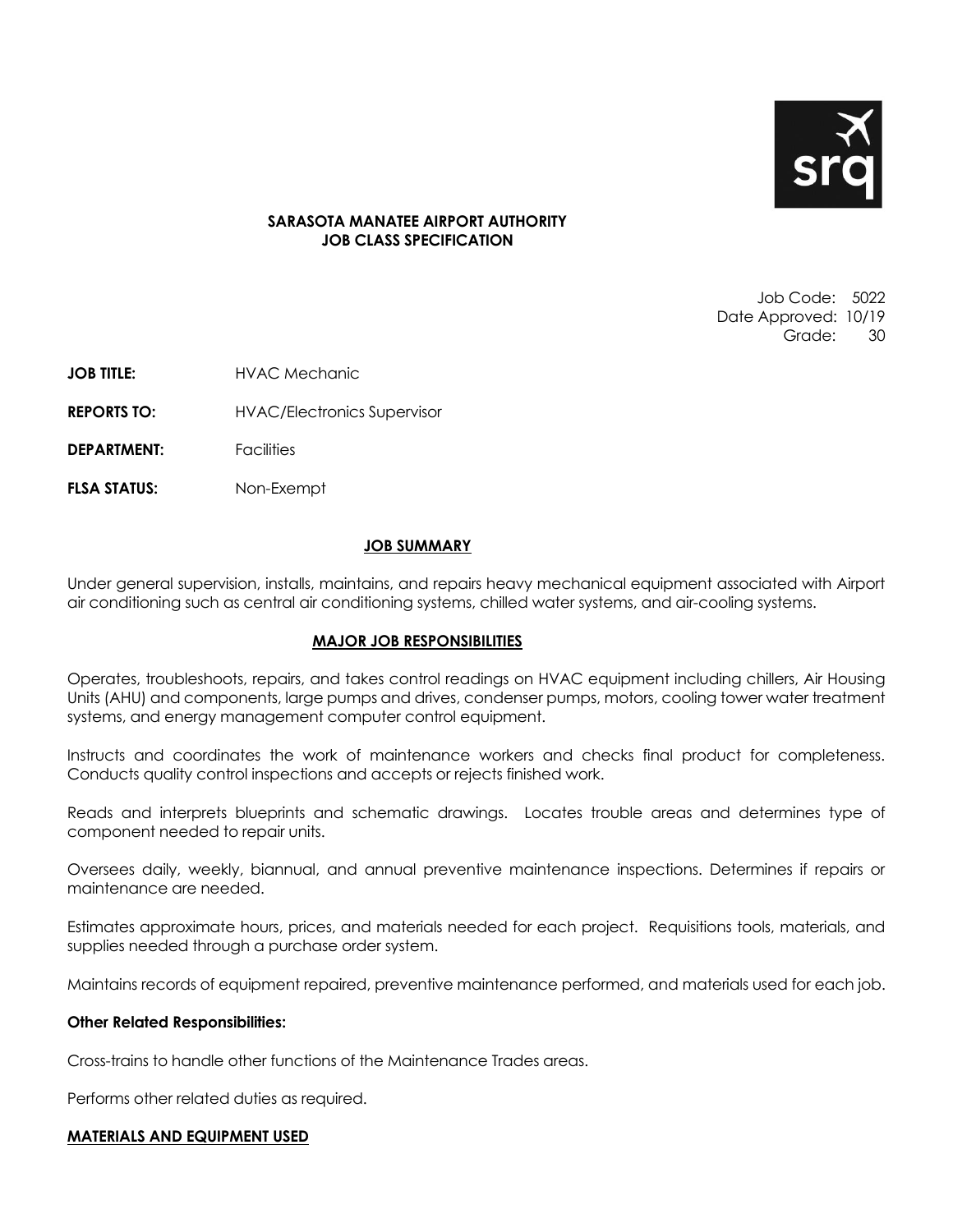**SARASOTA MANATEE AIRPORT AUTHORITY**
**JOB CLASS SPECIFICATION**

Job Code: 5022
Date Approved: 10/19
Grade: 30

**JOB TITLE:** HVAC Mechanic

**REPORTS TO:** HVAC/Electronics Supervisor

**DEPARTMENT:** Facilities

**FLSA STATUS:** Non-Exempt

## JOB SUMMARY

Under general supervision, installs, maintains, and repairs heavy mechanical equipment associated with Airport air conditioning such as central air conditioning systems, chilled water systems, and air-cooling systems.

## MAJOR JOB RESPONSIBILITIES

Operates, troubleshoots, repairs, and takes control readings on HVAC equipment including chillers, Air Housing Units (AHU) and components, large pumps and drives, condenser pumps, motors, cooling tower water treatment systems, and energy management computer control equipment.

Instructs and coordinates the work of maintenance workers and checks final product for completeness. Conducts quality control inspections and accepts or rejects finished work.

Reads and interprets blueprints and schematic drawings. Locates trouble areas and determines type of component needed to repair units.

Oversees daily, weekly, biannual, and annual preventive maintenance inspections. Determines if repairs or maintenance are needed.

Estimates approximate hours, prices, and materials needed for each project. Requisitions tools, materials, and supplies needed through a purchase order system.

Maintains records of equipment repaired, preventive maintenance performed, and materials used for each job.

### Other Related Responsibilities:

Cross-trains to handle other functions of the Maintenance Trades areas.

Performs other related duties as required.

## MATERIALS AND EQUIPMENT USED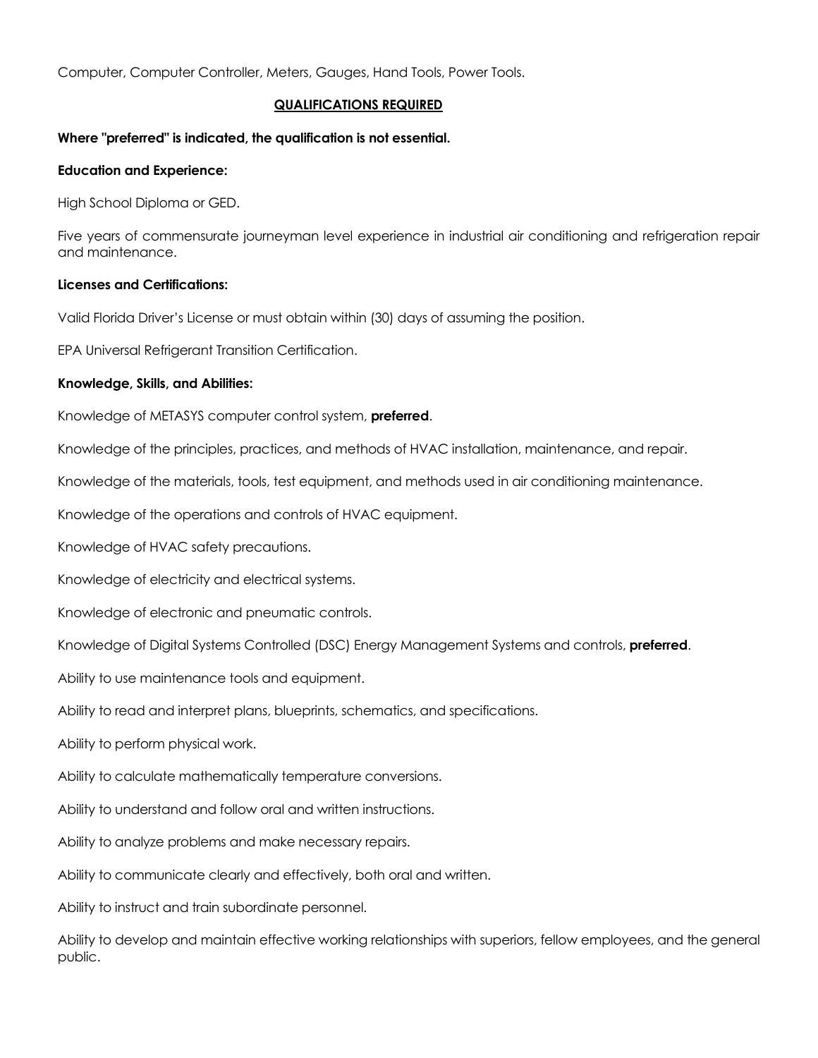Computer, Computer Controller, Meters, Gauges, Hand Tools, Power Tools.

## QUALIFICATIONS REQUIRED

**Where "preferred" is indicated, the qualification is not essential.**

**Education and Experience:**

High School Diploma or GED.

Five years of commensurate journeyman level experience in industrial air conditioning and refrigeration repair and maintenance.

**Licenses and Certifications:**

Valid Florida Driver's License or must obtain within (30) days of assuming the position.

EPA Universal Refrigerant Transition Certification.

**Knowledge, Skills, and Abilities:**

Knowledge of METASYS computer control system, **preferred**.

Knowledge of the principles, practices, and methods of HVAC installation, maintenance, and repair.

Knowledge of the materials, tools, test equipment, and methods used in air conditioning maintenance.

Knowledge of the operations and controls of HVAC equipment.

Knowledge of HVAC safety precautions.

Knowledge of electricity and electrical systems.

Knowledge of electronic and pneumatic controls.

Knowledge of Digital Systems Controlled (DSC) Energy Management Systems and controls, **preferred**.

Ability to use maintenance tools and equipment.

Ability to read and interpret plans, blueprints, schematics, and specifications.

Ability to perform physical work.

Ability to calculate mathematically temperature conversions.

Ability to understand and follow oral and written instructions.

Ability to analyze problems and make necessary repairs.

Ability to communicate clearly and effectively, both oral and written.

Ability to instruct and train subordinate personnel.

Ability to develop and maintain effective working relationships with superiors, fellow employees, and the general public.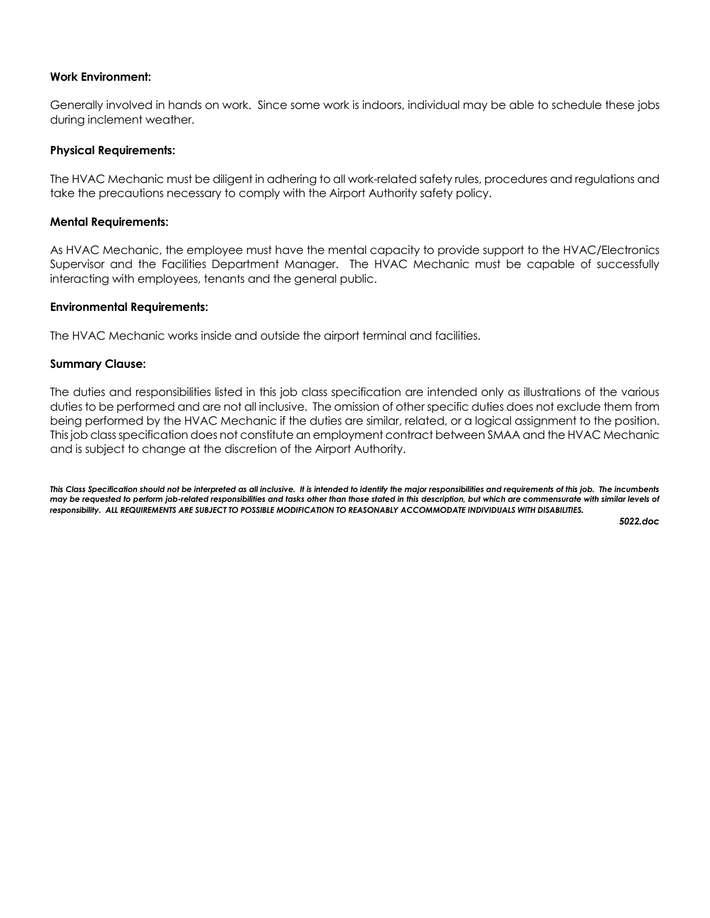**Work Environment:**

Generally involved in hands on work. Since some work is indoors, individual may be able to schedule these jobs during inclement weather.

**Physical Requirements:**

The HVAC Mechanic must be diligent in adhering to all work-related safety rules, procedures and regulations and take the precautions necessary to comply with the Airport Authority safety policy.

**Mental Requirements:**

As HVAC Mechanic, the employee must have the mental capacity to provide support to the HVAC/Electronics Supervisor and the Facilities Department Manager. The HVAC Mechanic must be capable of successfully interacting with employees, tenants and the general public.

**Environmental Requirements:**

The HVAC Mechanic works inside and outside the airport terminal and facilities.

**Summary Clause:**

The duties and responsibilities listed in this job class specification are intended only as illustrations of the various duties to be performed and are not all inclusive. The omission of other specific duties does not exclude them from being performed by the HVAC Mechanic if the duties are similar, related, or a logical assignment to the position. This job class specification does not constitute an employment contract between SMAA and the HVAC Mechanic and is subject to change at the discretion of the Airport Authority.

***This Class Specification should not be interpreted as all inclusive. It is intended to identify the major responsibilities and requirements of this job. The incumbents may be requested to perform job-related responsibilities and tasks other than those stated in this description, but which are commensurate with similar levels of responsibility. ALL REQUIREMENTS ARE SUBJECT TO POSSIBLE MODIFICATION TO REASONABLY ACCOMMODATE INDIVIDUALS WITH DISABILITIES.***

***5022.doc***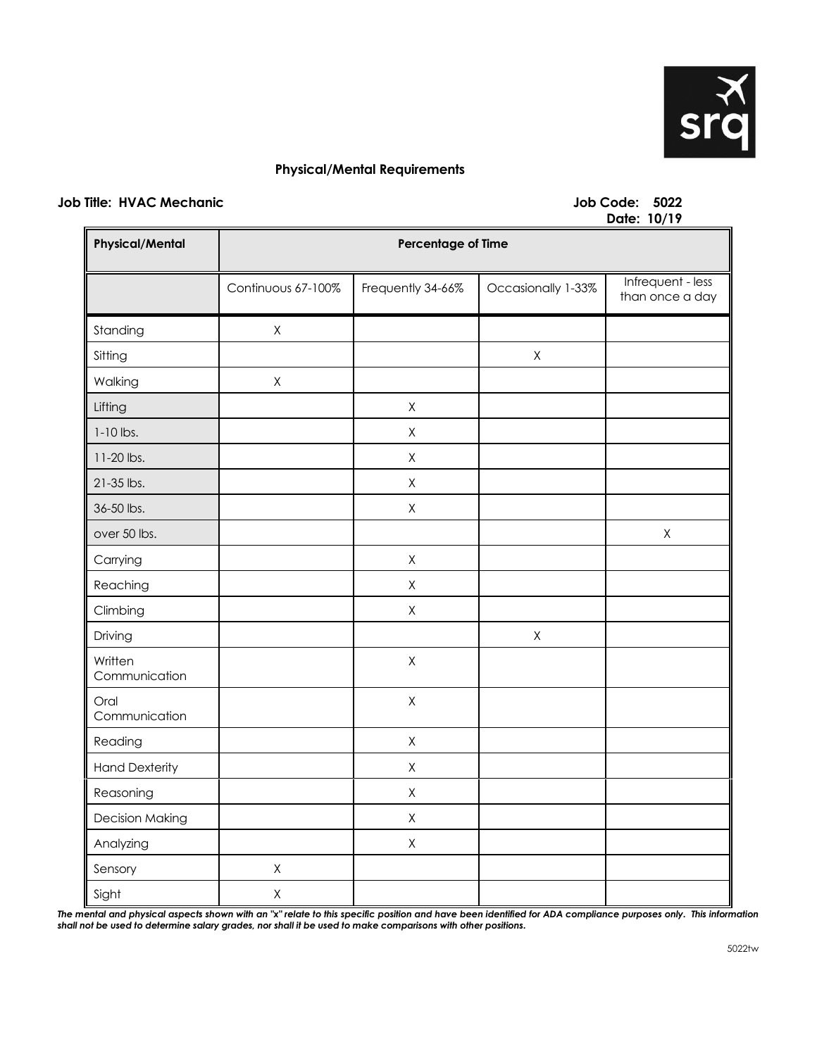## Physical/Mental Requirements

**Job Title: HVAC Mechanic** **Job Code: 5022**
**Date: 10/19**

| Physical/Mental | Percentage of Time | | | |
|---|---|---|---|---|
| | Continuous 67-100% | Frequently 34-66% | Occasionally 1-33% | Infrequent - less than once a day |
| Standing | X | | | |
| Sitting | | | X | |
| Walking | X | | | |
| Lifting | | X | | |
| 1-10 lbs. | | X | | |
| 11-20 lbs. | | X | | |
| 21-35 lbs. | | X | | |
| 36-50 lbs. | | X | | |
| over 50 lbs. | | | | X |
| Carrying | | X | | |
| Reaching | | X | | |
| Climbing | | X | | |
| Driving | | | X | |
| Written Communication | | X | | |
| Oral Communication | | X | | |
| Reading | | X | | |
| Hand Dexterity | | X | | |
| Reasoning | | X | | |
| Decision Making | | X | | |
| Analyzing | | X | | |
| Sensory | X | | | |
| Sight | X | | | |

***The mental and physical aspects shown with an "x" relate to this specific position and have been identified for ADA compliance purposes only. This information shall not be used to determine salary grades, nor shall it be used to make comparisons with other positions.***

5022tw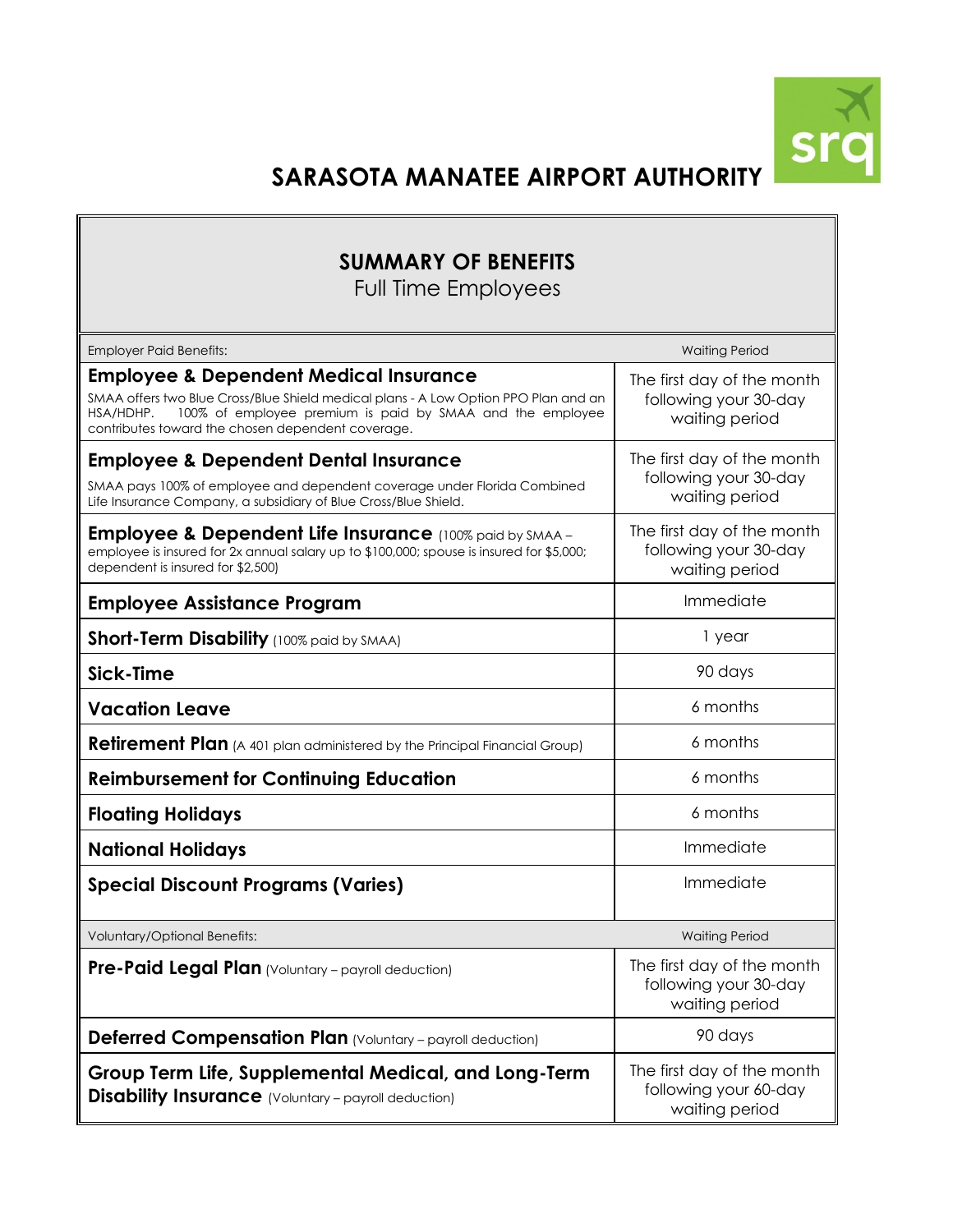# SARASOTA MANATEE AIRPORT AUTHORITY

## SUMMARY OF BENEFITS

Full Time Employees

| Employer Paid Benefits: | Waiting Period |
|---|---|
| **Employee & Dependent Medical Insurance** SMAA offers two Blue Cross/Blue Shield medical plans - A Low Option PPO Plan and an HSA/HDHP. 100% of employee premium is paid by SMAA and the employee contributes toward the chosen dependent coverage. | The first day of the month following your 30-day waiting period |
| **Employee & Dependent Dental Insurance** SMAA pays 100% of employee and dependent coverage under Florida Combined Life Insurance Company, a subsidiary of Blue Cross/Blue Shield. | The first day of the month following your 30-day waiting period |
| **Employee & Dependent Life Insurance** (100% paid by SMAA – employee is insured for 2x annual salary up to $100,000; spouse is insured for $5,000; dependent is insured for $2,500) | The first day of the month following your 30-day waiting period |
| **Employee Assistance Program** | Immediate |
| **Short-Term Disability** (100% paid by SMAA) | 1 year |
| **Sick-Time** | 90 days |
| **Vacation Leave** | 6 months |
| **Retirement Plan** (A 401 plan administered by the Principal Financial Group) | 6 months |
| **Reimbursement for Continuing Education** | 6 months |
| **Floating Holidays** | 6 months |
| **National Holidays** | Immediate |
| **Special Discount Programs (Varies)** | Immediate |
| Voluntary/Optional Benefits: | Waiting Period |
| **Pre-Paid Legal Plan** (Voluntary – payroll deduction) | The first day of the month following your 30-day waiting period |
| **Deferred Compensation Plan** (Voluntary – payroll deduction) | 90 days |
| **Group Term Life, Supplemental Medical, and Long-Term Disability Insurance** (Voluntary – payroll deduction) | The first day of the month following your 60-day waiting period |